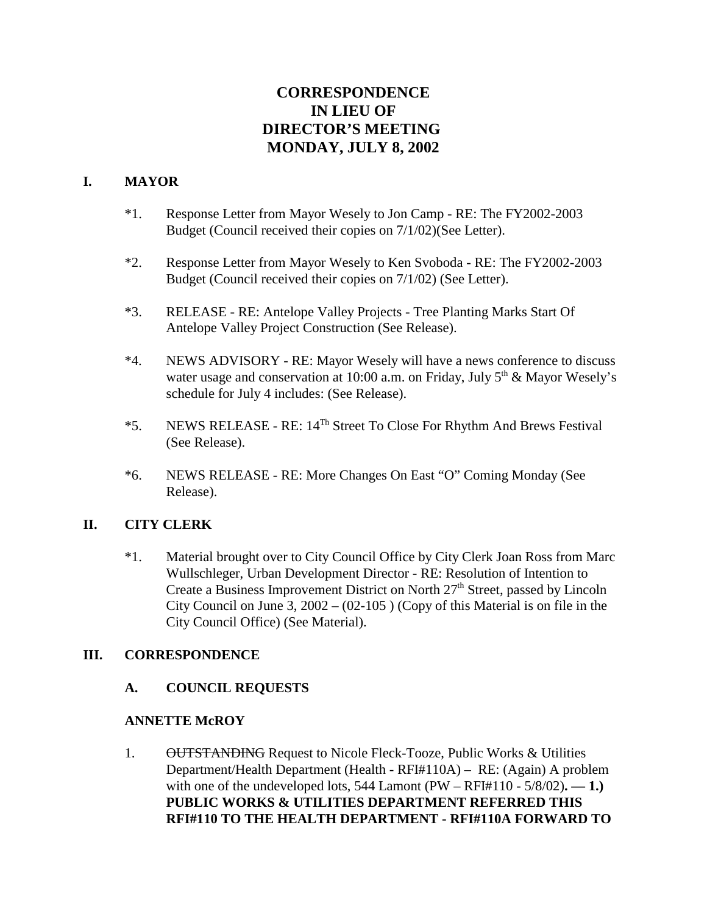# CORRESPONDENCE
# IN LIEU OF
# DIRECTOR'S MEETING
# MONDAY, JULY 8, 2002

## I. MAYOR

*1. Response Letter from Mayor Wesely to Jon Camp - RE: The FY2002-2003 Budget (Council received their copies on 7/1/02)(See Letter).

*2. Response Letter from Mayor Wesely to Ken Svoboda - RE: The FY2002-2003 Budget (Council received their copies on 7/1/02) (See Letter).

*3. RELEASE - RE: Antelope Valley Projects - Tree Planting Marks Start Of Antelope Valley Project Construction (See Release).

*4. NEWS ADVISORY - RE: Mayor Wesely will have a news conference to discuss water usage and conservation at 10:00 a.m. on Friday, July 5th & Mayor Wesely's schedule for July 4 includes: (See Release).

*5. NEWS RELEASE - RE: 14Th Street To Close For Rhythm And Brews Festival (See Release).

*6. NEWS RELEASE - RE: More Changes On East "O" Coming Monday (See Release).

## II. CITY CLERK

*1. Material brought over to City Council Office by City Clerk Joan Ross from Marc Wullschleger, Urban Development Director - RE: Resolution of Intention to Create a Business Improvement District on North 27th Street, passed by Lincoln City Council on June 3, 2002 – (02-105 ) (Copy of this Material is on file in the City Council Office) (See Material).

## III. CORRESPONDENCE

### A. COUNCIL REQUESTS

**ANNETTE McROY**

1. ~~OUTSTANDING~~ Request to Nicole Fleck-Tooze, Public Works & Utilities Department/Health Department (Health - RFI#110A) – RE: (Again) A problem with one of the undeveloped lots, 544 Lamont (PW – RFI#110 - 5/8/02)**. — 1.) PUBLIC WORKS & UTILITIES DEPARTMENT REFERRED THIS RFI#110 TO THE HEALTH DEPARTMENT - RFI#110A FORWARD TO**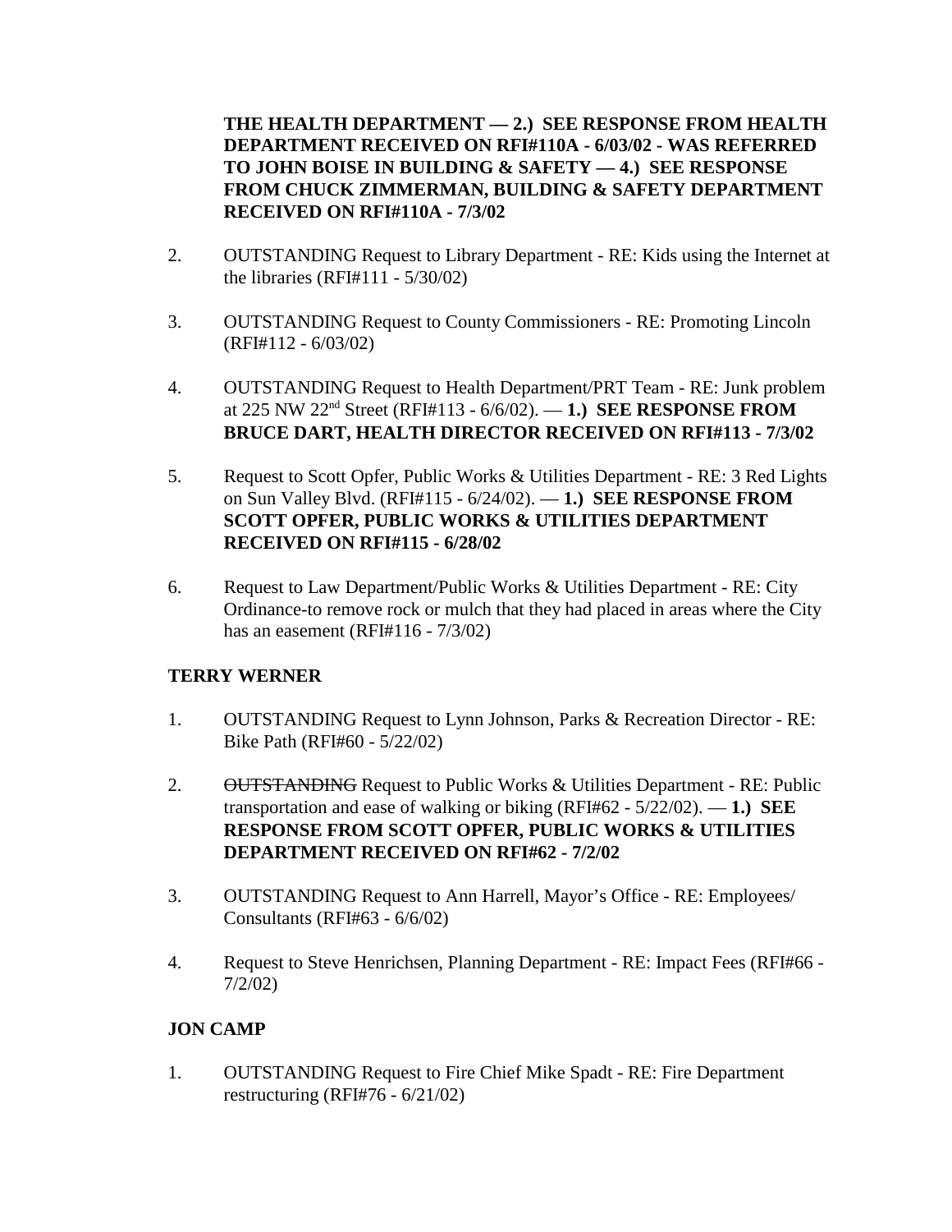**THE HEALTH DEPARTMENT — 2.) SEE RESPONSE FROM HEALTH DEPARTMENT RECEIVED ON RFI#110A - 6/03/02 - WAS REFERRED TO JOHN BOISE IN BUILDING & SAFETY — 4.) SEE RESPONSE FROM CHUCK ZIMMERMAN, BUILDING & SAFETY DEPARTMENT RECEIVED ON RFI#110A - 7/3/02**

2. OUTSTANDING Request to Library Department - RE: Kids using the Internet at the libraries (RFI#111 - 5/30/02)

3. OUTSTANDING Request to County Commissioners - RE: Promoting Lincoln (RFI#112 - 6/03/02)

4. OUTSTANDING Request to Health Department/PRT Team - RE: Junk problem at 225 NW 22nd Street (RFI#113 - 6/6/02). — **1.) SEE RESPONSE FROM BRUCE DART, HEALTH DIRECTOR RECEIVED ON RFI#113 - 7/3/02**

5. Request to Scott Opfer, Public Works & Utilities Department - RE: 3 Red Lights on Sun Valley Blvd. (RFI#115 - 6/24/02). — **1.) SEE RESPONSE FROM SCOTT OPFER, PUBLIC WORKS & UTILITIES DEPARTMENT RECEIVED ON RFI#115 - 6/28/02**

6. Request to Law Department/Public Works & Utilities Department - RE: City Ordinance-to remove rock or mulch that they had placed in areas where the City has an easement (RFI#116 - 7/3/02)

**TERRY WERNER**

1. OUTSTANDING Request to Lynn Johnson, Parks & Recreation Director - RE: Bike Path (RFI#60 - 5/22/02)

2. ~~OUTSTANDING~~ Request to Public Works & Utilities Department - RE: Public transportation and ease of walking or biking (RFI#62 - 5/22/02). — **1.) SEE RESPONSE FROM SCOTT OPFER, PUBLIC WORKS & UTILITIES DEPARTMENT RECEIVED ON RFI#62 - 7/2/02**

3. OUTSTANDING Request to Ann Harrell, Mayor's Office - RE: Employees/ Consultants (RFI#63 - 6/6/02)

4. Request to Steve Henrichsen, Planning Department - RE: Impact Fees (RFI#66 - 7/2/02)

**JON CAMP**

1. OUTSTANDING Request to Fire Chief Mike Spadt - RE: Fire Department restructuring (RFI#76 - 6/21/02)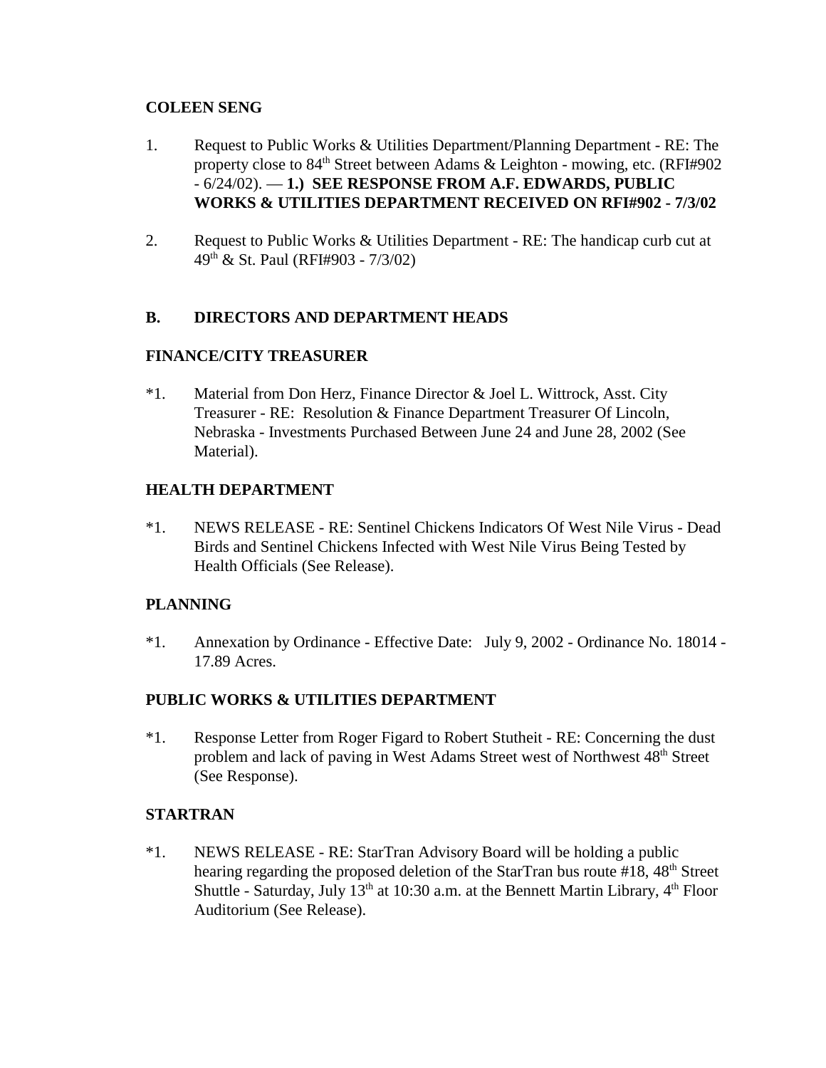**COLEEN SENG**

1. Request to Public Works & Utilities Department/Planning Department - RE: The property close to 84th Street between Adams & Leighton - mowing, etc. (RFI#902 - 6/24/02). — **1.) SEE RESPONSE FROM A.F. EDWARDS, PUBLIC WORKS & UTILITIES DEPARTMENT RECEIVED ON RFI#902 - 7/3/02**

2. Request to Public Works & Utilities Department - RE: The handicap curb cut at 49th & St. Paul (RFI#903 - 7/3/02)

## B. DIRECTORS AND DEPARTMENT HEADS

**FINANCE/CITY TREASURER**

*1. Material from Don Herz, Finance Director & Joel L. Wittrock, Asst. City Treasurer - RE: Resolution & Finance Department Treasurer Of Lincoln, Nebraska - Investments Purchased Between June 24 and June 28, 2002 (See Material).

**HEALTH DEPARTMENT**

*1. NEWS RELEASE - RE: Sentinel Chickens Indicators Of West Nile Virus - Dead Birds and Sentinel Chickens Infected with West Nile Virus Being Tested by Health Officials (See Release).

**PLANNING**

*1. Annexation by Ordinance - Effective Date: July 9, 2002 - Ordinance No. 18014 - 17.89 Acres.

**PUBLIC WORKS & UTILITIES DEPARTMENT**

*1. Response Letter from Roger Figard to Robert Stutheit - RE: Concerning the dust problem and lack of paving in West Adams Street west of Northwest 48th Street (See Response).

**STARTRAN**

*1. NEWS RELEASE - RE: StarTran Advisory Board will be holding a public hearing regarding the proposed deletion of the StarTran bus route #18, 48th Street Shuttle - Saturday, July 13th at 10:30 a.m. at the Bennett Martin Library, 4th Floor Auditorium (See Release).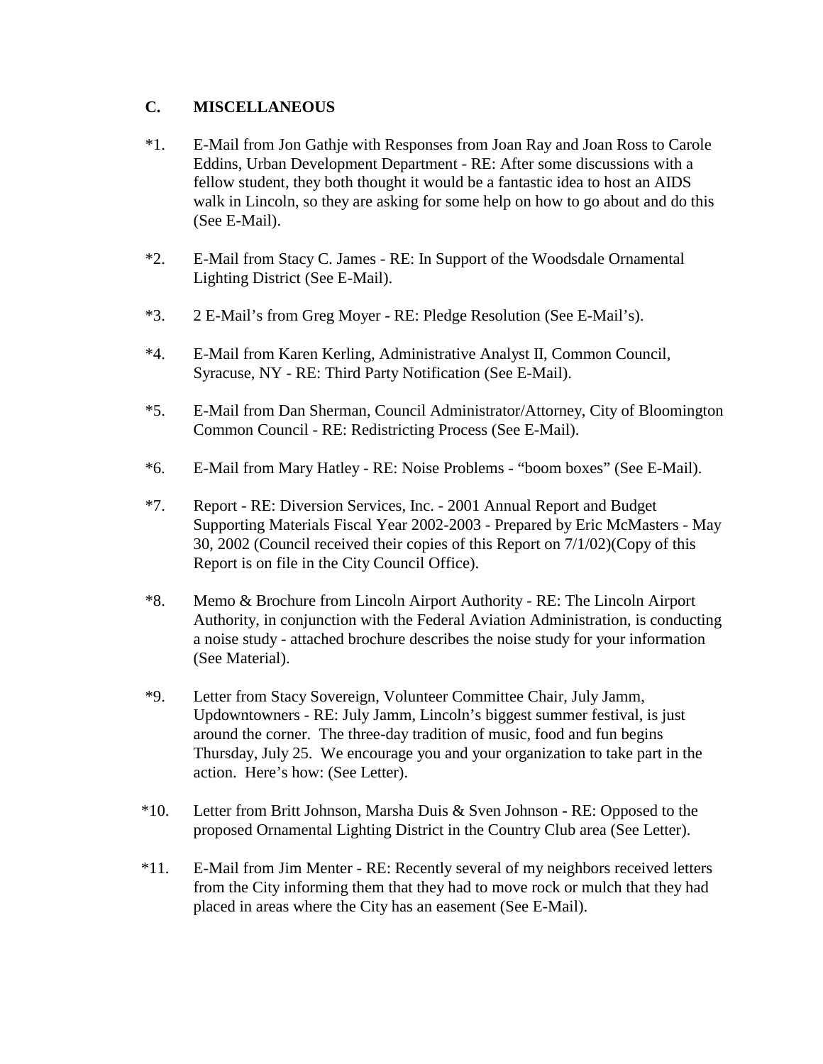## C. MISCELLANEOUS

*1. E-Mail from Jon Gathje with Responses from Joan Ray and Joan Ross to Carole Eddins, Urban Development Department - RE: After some discussions with a fellow student, they both thought it would be a fantastic idea to host an AIDS walk in Lincoln, so they are asking for some help on how to go about and do this (See E-Mail).

*2. E-Mail from Stacy C. James - RE: In Support of the Woodsdale Ornamental Lighting District (See E-Mail).

*3. 2 E-Mail's from Greg Moyer - RE: Pledge Resolution (See E-Mail's).

*4. E-Mail from Karen Kerling, Administrative Analyst II, Common Council, Syracuse, NY - RE: Third Party Notification (See E-Mail).

*5. E-Mail from Dan Sherman, Council Administrator/Attorney, City of Bloomington Common Council - RE: Redistricting Process (See E-Mail).

*6. E-Mail from Mary Hatley - RE: Noise Problems - "boom boxes" (See E-Mail).

*7. Report - RE: Diversion Services, Inc. - 2001 Annual Report and Budget Supporting Materials Fiscal Year 2002-2003 - Prepared by Eric McMasters - May 30, 2002 (Council received their copies of this Report on 7/1/02)(Copy of this Report is on file in the City Council Office).

*8. Memo & Brochure from Lincoln Airport Authority - RE: The Lincoln Airport Authority, in conjunction with the Federal Aviation Administration, is conducting a noise study - attached brochure describes the noise study for your information (See Material).

*9. Letter from Stacy Sovereign, Volunteer Committee Chair, July Jamm, Updowntowners - RE: July Jamm, Lincoln's biggest summer festival, is just around the corner. The three-day tradition of music, food and fun begins Thursday, July 25. We encourage you and your organization to take part in the action. Here's how: (See Letter).

*10. Letter from Britt Johnson, Marsha Duis & Sven Johnson - RE: Opposed to the proposed Ornamental Lighting District in the Country Club area (See Letter).

*11. E-Mail from Jim Menter - RE: Recently several of my neighbors received letters from the City informing them that they had to move rock or mulch that they had placed in areas where the City has an easement (See E-Mail).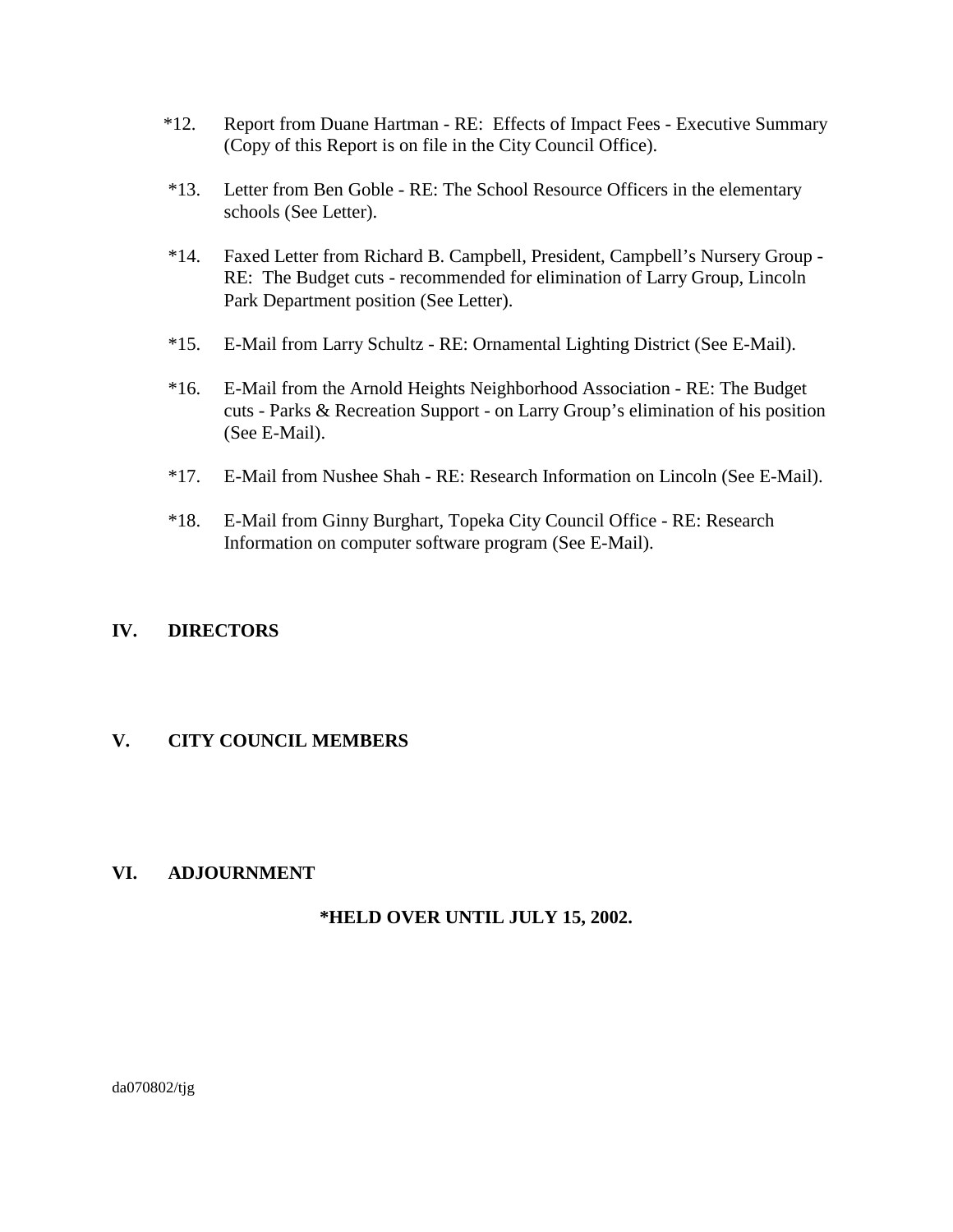*12. Report from Duane Hartman - RE: Effects of Impact Fees - Executive Summary (Copy of this Report is on file in the City Council Office).

*13. Letter from Ben Goble - RE: The School Resource Officers in the elementary schools (See Letter).

*14. Faxed Letter from Richard B. Campbell, President, Campbell's Nursery Group - RE: The Budget cuts - recommended for elimination of Larry Group, Lincoln Park Department position (See Letter).

*15. E-Mail from Larry Schultz - RE: Ornamental Lighting District (See E-Mail).

*16. E-Mail from the Arnold Heights Neighborhood Association - RE: The Budget cuts - Parks & Recreation Support - on Larry Group's elimination of his position (See E-Mail).

*17. E-Mail from Nushee Shah - RE: Research Information on Lincoln (See E-Mail).

*18. E-Mail from Ginny Burghart, Topeka City Council Office - RE: Research Information on computer software program (See E-Mail).

## IV. DIRECTORS

## V. CITY COUNCIL MEMBERS

## VI. ADJOURNMENT

**\*HELD OVER UNTIL JULY 15, 2002.**

da070802/tjg